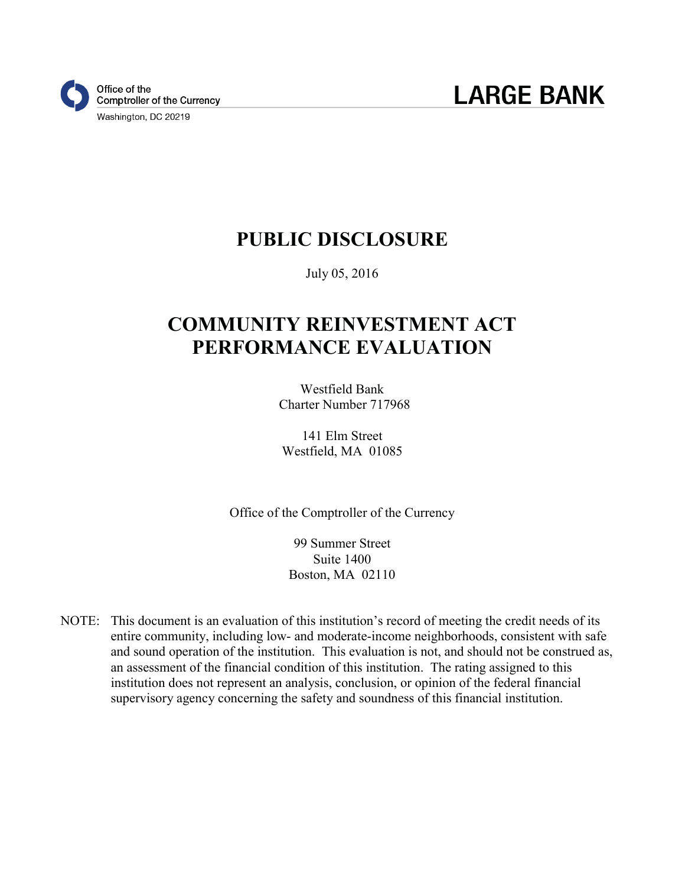Office of the
Comptroller of the Currency
Washington, DC 20219

**LARGE BANK**

# PUBLIC DISCLOSURE

July 05, 2016

# COMMUNITY REINVESTMENT ACT PERFORMANCE EVALUATION

Westfield Bank
Charter Number 717968

141 Elm Street
Westfield, MA 01085

Office of the Comptroller of the Currency

99 Summer Street
Suite 1400
Boston, MA 02110

NOTE: This document is an evaluation of this institution's record of meeting the credit needs of its entire community, including low- and moderate-income neighborhoods, consistent with safe and sound operation of the institution. This evaluation is not, and should not be construed as, an assessment of the financial condition of this institution. The rating assigned to this institution does not represent an analysis, conclusion, or opinion of the federal financial supervisory agency concerning the safety and soundness of this financial institution.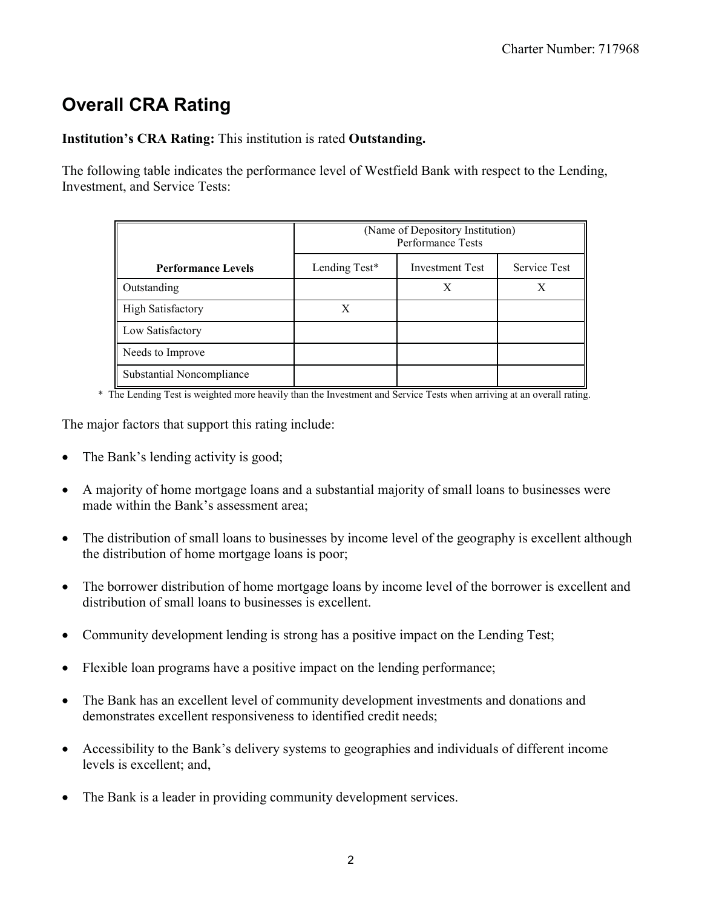# Overall CRA Rating

**Institution's CRA Rating:** This institution is rated **Outstanding.**

The following table indicates the performance level of Westfield Bank with respect to the Lending, Investment, and Service Tests:

| | (Name of Depository Institution) Performance Tests | | |
|---|---|---|---|
| **Performance Levels** | Lending Test* | Investment Test | Service Test |
| Outstanding | | X | X |
| High Satisfactory | X | | |
| Low Satisfactory | | | |
| Needs to Improve | | | |
| Substantial Noncompliance | | | |

* The Lending Test is weighted more heavily than the Investment and Service Tests when arriving at an overall rating.

The major factors that support this rating include:

- The Bank's lending activity is good;
- A majority of home mortgage loans and a substantial majority of small loans to businesses were made within the Bank's assessment area;
- The distribution of small loans to businesses by income level of the geography is excellent although the distribution of home mortgage loans is poor;
- The borrower distribution of home mortgage loans by income level of the borrower is excellent and distribution of small loans to businesses is excellent.
- Community development lending is strong has a positive impact on the Lending Test;
- Flexible loan programs have a positive impact on the lending performance;
- The Bank has an excellent level of community development investments and donations and demonstrates excellent responsiveness to identified credit needs;
- Accessibility to the Bank's delivery systems to geographies and individuals of different income levels is excellent; and,
- The Bank is a leader in providing community development services.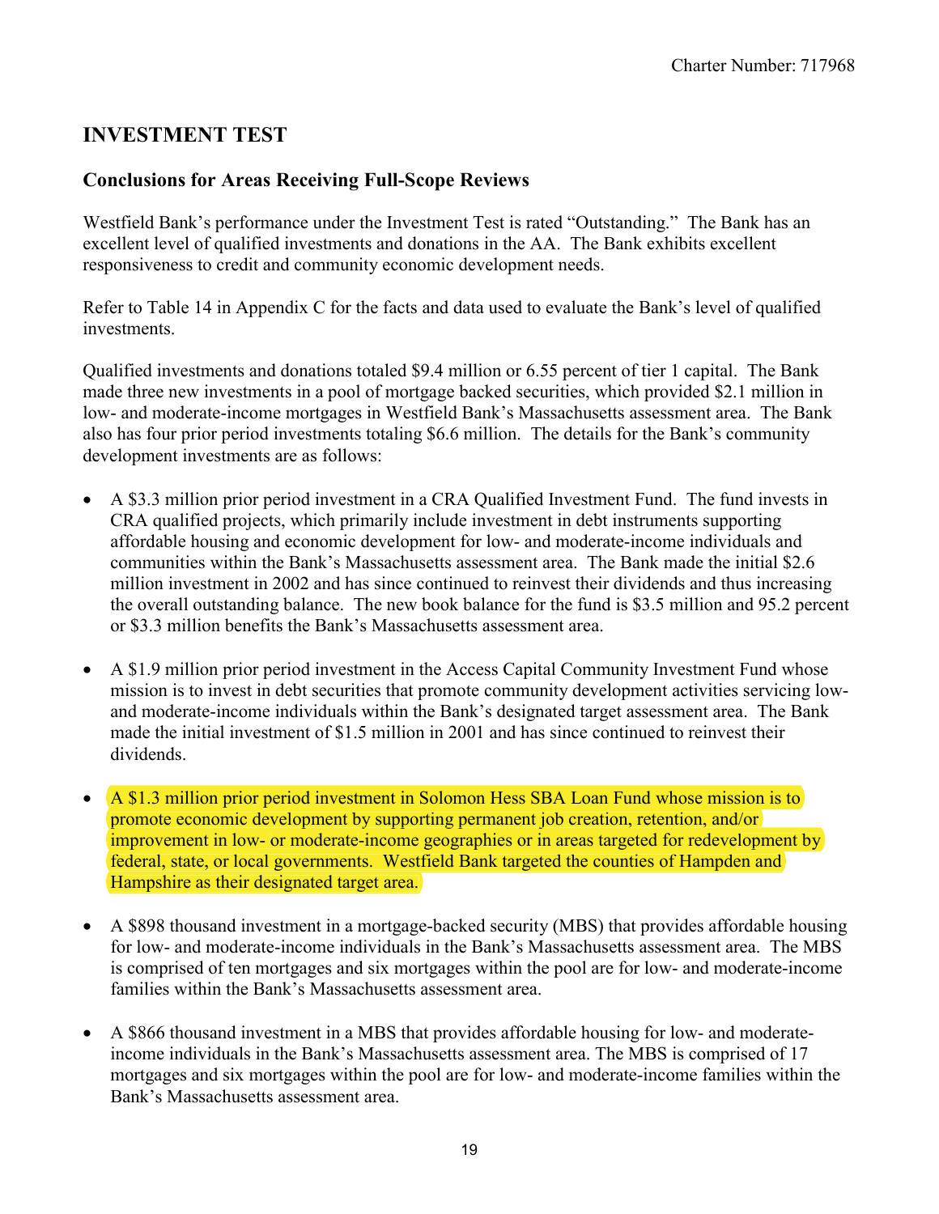## INVESTMENT TEST

### Conclusions for Areas Receiving Full-Scope Reviews

Westfield Bank's performance under the Investment Test is rated "Outstanding." The Bank has an excellent level of qualified investments and donations in the AA. The Bank exhibits excellent responsiveness to credit and community economic development needs.

Refer to Table 14 in Appendix C for the facts and data used to evaluate the Bank's level of qualified investments.

Qualified investments and donations totaled $9.4 million or 6.55 percent of tier 1 capital. The Bank made three new investments in a pool of mortgage backed securities, which provided $2.1 million in low- and moderate-income mortgages in Westfield Bank's Massachusetts assessment area. The Bank also has four prior period investments totaling $6.6 million. The details for the Bank's community development investments are as follows:

- A $3.3 million prior period investment in a CRA Qualified Investment Fund. The fund invests in CRA qualified projects, which primarily include investment in debt instruments supporting affordable housing and economic development for low- and moderate-income individuals and communities within the Bank's Massachusetts assessment area. The Bank made the initial $2.6 million investment in 2002 and has since continued to reinvest their dividends and thus increasing the overall outstanding balance. The new book balance for the fund is $3.5 million and 95.2 percent or $3.3 million benefits the Bank's Massachusetts assessment area.

- A $1.9 million prior period investment in the Access Capital Community Investment Fund whose mission is to invest in debt securities that promote community development activities servicing low- and moderate-income individuals within the Bank's designated target assessment area. The Bank made the initial investment of $1.5 million in 2001 and has since continued to reinvest their dividends.

- A $1.3 million prior period investment in Solomon Hess SBA Loan Fund whose mission is to promote economic development by supporting permanent job creation, retention, and/or improvement in low- or moderate-income geographies or in areas targeted for redevelopment by federal, state, or local governments. Westfield Bank targeted the counties of Hampden and Hampshire as their designated target area.

- A $898 thousand investment in a mortgage-backed security (MBS) that provides affordable housing for low- and moderate-income individuals in the Bank's Massachusetts assessment area. The MBS is comprised of ten mortgages and six mortgages within the pool are for low- and moderate-income families within the Bank's Massachusetts assessment area.

- A $866 thousand investment in a MBS that provides affordable housing for low- and moderate-income individuals in the Bank's Massachusetts assessment area. The MBS is comprised of 17 mortgages and six mortgages within the pool are for low- and moderate-income families within the Bank's Massachusetts assessment area.